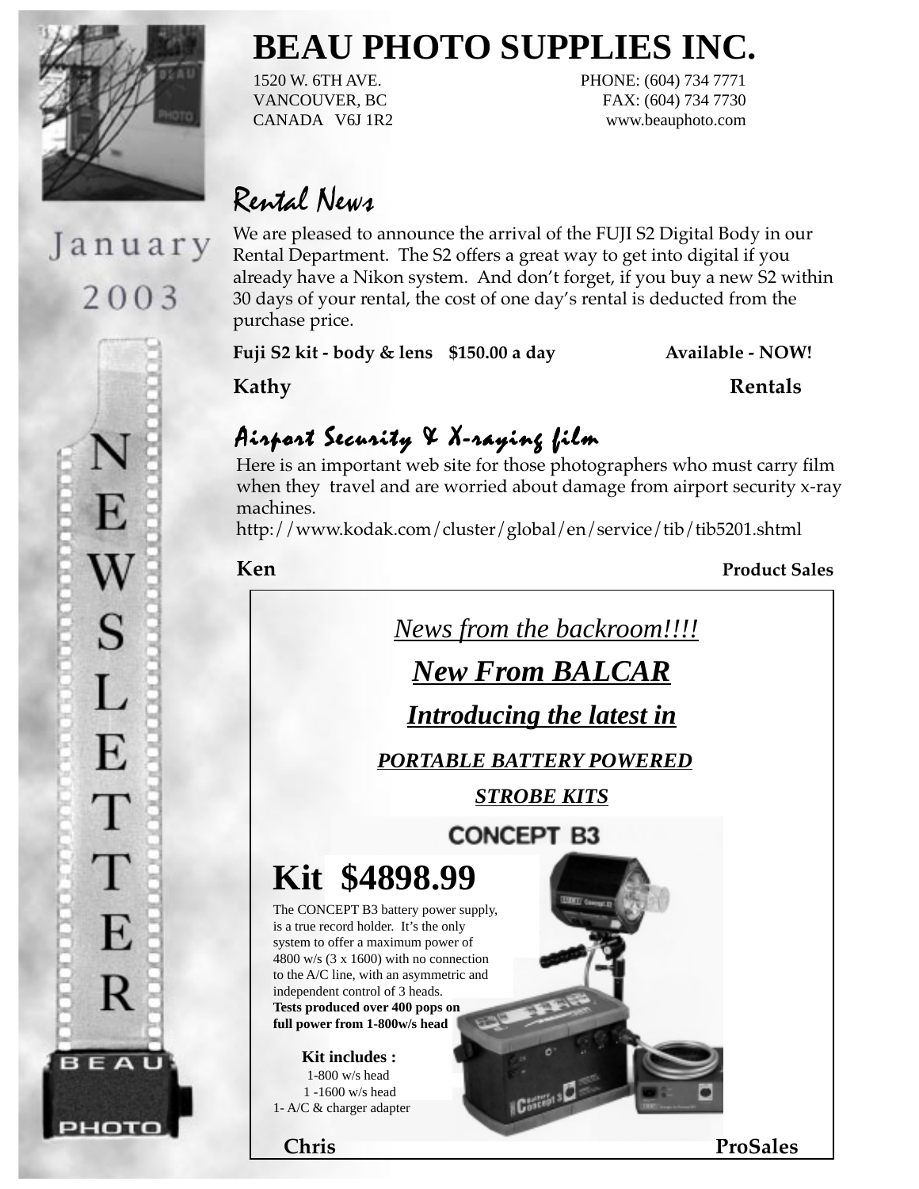# BEAU PHOTO SUPPLIES INC.

1520 W. 6TH AVE.
VANCOUVER, BC
CANADA V6J 1R2

PHONE: (604) 734 7771
FAX: (604) 734 7730
www.beauphoto.com

January 2003

NEWSLETTER

BEAU PHOTO

## Rental News

We are pleased to announce the arrival of the FUJI S2 Digital Body in our Rental Department. The S2 offers a great way to get into digital if you already have a Nikon system. And don't forget, if you buy a new S2 within 30 days of your rental, the cost of one day's rental is deducted from the purchase price.

**Fuji S2 kit - body & lens $150.00 a day** **Available - NOW!**

**Kathy** **Rentals**

## Airport Security & X-raying film

Here is an important web site for those photographers who must carry film when they travel and are worried about damage from airport security x-ray machines.
http://www.kodak.com/cluster/global/en/service/tib/tib5201.shtml

**Ken** **Product Sales**

*News from the backroom!!!!*

***New From BALCAR***

***Introducing the latest in***

***PORTABLE BATTERY POWERED***

***STROBE KITS***

**CONCEPT B3**

## Kit $4898.99

The CONCEPT B3 battery power supply, is a true record holder. It's the only system to offer a maximum power of 4800 w/s (3 x 1600) with no connection to the A/C line, with an asymmetric and independent control of 3 heads.
**Tests produced over 400 pops on full power from 1-800w/s head**

**Kit includes :**
1-800 w/s head
1 -1600 w/s head
1- A/C & charger adapter

**Chris** **ProSales**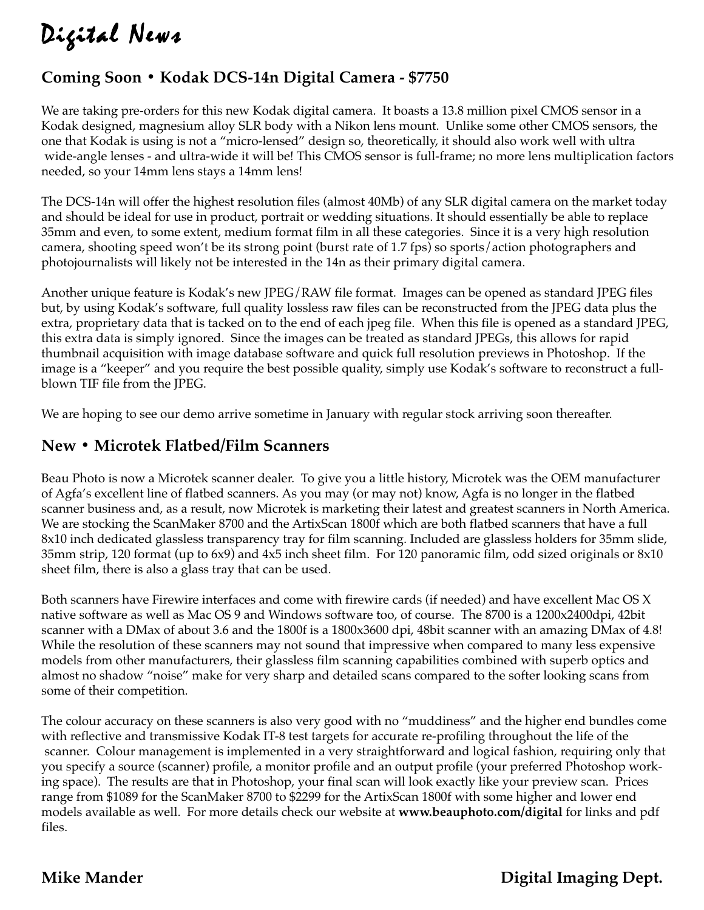# Digital News

## Coming Soon • Kodak DCS-14n Digital Camera - $7750

We are taking pre-orders for this new Kodak digital camera. It boasts a 13.8 million pixel CMOS sensor in a Kodak designed, magnesium alloy SLR body with a Nikon lens mount. Unlike some other CMOS sensors, the one that Kodak is using is not a "micro-lensed" design so, theoretically, it should also work well with ultra wide-angle lenses - and ultra-wide it will be! This CMOS sensor is full-frame; no more lens multiplication factors needed, so your 14mm lens stays a 14mm lens!

The DCS-14n will offer the highest resolution files (almost 40Mb) of any SLR digital camera on the market today and should be ideal for use in product, portrait or wedding situations. It should essentially be able to replace 35mm and even, to some extent, medium format film in all these categories. Since it is a very high resolution camera, shooting speed won't be its strong point (burst rate of 1.7 fps) so sports/action photographers and photojournalists will likely not be interested in the 14n as their primary digital camera.

Another unique feature is Kodak's new JPEG/RAW file format. Images can be opened as standard JPEG files but, by using Kodak's software, full quality lossless raw files can be reconstructed from the JPEG data plus the extra, proprietary data that is tacked on to the end of each jpeg file. When this file is opened as a standard JPEG, this extra data is simply ignored. Since the images can be treated as standard JPEGs, this allows for rapid thumbnail acquisition with image database software and quick full resolution previews in Photoshop. If the image is a "keeper" and you require the best possible quality, simply use Kodak's software to reconstruct a full-blown TIF file from the JPEG.

We are hoping to see our demo arrive sometime in January with regular stock arriving soon thereafter.

## New • Microtek Flatbed/Film Scanners

Beau Photo is now a Microtek scanner dealer. To give you a little history, Microtek was the OEM manufacturer of Agfa's excellent line of flatbed scanners. As you may (or may not) know, Agfa is no longer in the flatbed scanner business and, as a result, now Microtek is marketing their latest and greatest scanners in North America. We are stocking the ScanMaker 8700 and the ArtixScan 1800f which are both flatbed scanners that have a full 8x10 inch dedicated glassless transparency tray for film scanning. Included are glassless holders for 35mm slide, 35mm strip, 120 format (up to 6x9) and 4x5 inch sheet film. For 120 panoramic film, odd sized originals or 8x10 sheet film, there is also a glass tray that can be used.

Both scanners have Firewire interfaces and come with firewire cards (if needed) and have excellent Mac OS X native software as well as Mac OS 9 and Windows software too, of course. The 8700 is a 1200x2400dpi, 42bit scanner with a DMax of about 3.6 and the 1800f is a 1800x3600 dpi, 48bit scanner with an amazing DMax of 4.8! While the resolution of these scanners may not sound that impressive when compared to many less expensive models from other manufacturers, their glassless film scanning capabilities combined with superb optics and almost no shadow "noise" make for very sharp and detailed scans compared to the softer looking scans from some of their competition.

The colour accuracy on these scanners is also very good with no "muddiness" and the higher end bundles come with reflective and transmissive Kodak IT-8 test targets for accurate re-profiling throughout the life of the scanner. Colour management is implemented in a very straightforward and logical fashion, requiring only that you specify a source (scanner) profile, a monitor profile and an output profile (your preferred Photoshop working space). The results are that in Photoshop, your final scan will look exactly like your preview scan. Prices range from $1089 for the ScanMaker 8700 to $2299 for the ArtixScan 1800f with some higher and lower end models available as well. For more details check our website at **www.beauphoto.com/digital** for links and pdf files.

**Mike Mander** **Digital Imaging Dept.**